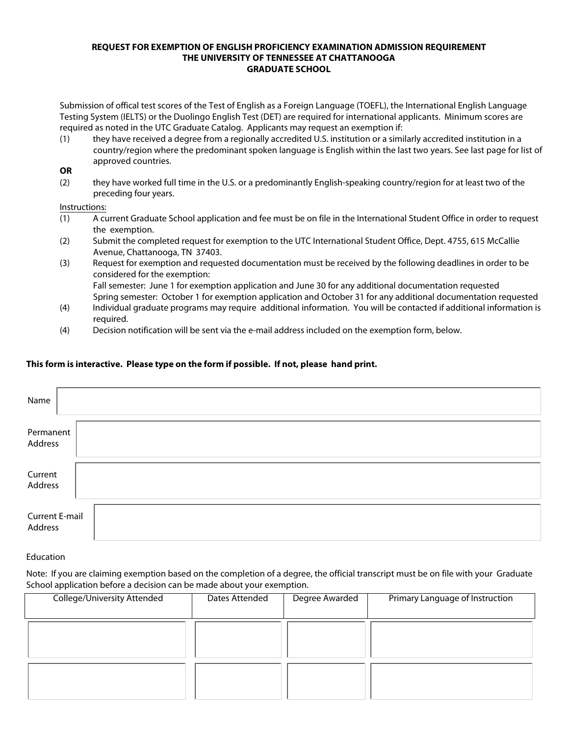**REQUEST FOR EXEMPTION OF ENGLISH PROFICIENCY EXAMINATION ADMISSION REQUIREMENT**
**THE UNIVERSITY OF TENNESSEE AT CHATTANOOGA**
**GRADUATE SCHOOL**

Submission of offical test scores of the Test of English as a Foreign Language (TOEFL), the International English Language Testing System (IELTS) or the Duolingo English Test (DET) are required for international applicants. Minimum scores are required as noted in the UTC Graduate Catalog. Applicants may request an exemption if:

(1) they have received a degree from a regionally accredited U.S. institution or a similarly accredited institution in a country/region where the predominant spoken language is English within the last two years. See last page for list of approved countries.

**OR**

(2) they have worked full time in the U.S. or a predominantly English-speaking country/region for at least two of the preceding four years.

Instructions:

(1) A current Graduate School application and fee must be on file in the International Student Office in order to request the exemption.

(2) Submit the completed request for exemption to the UTC International Student Office, Dept. 4755, 615 McCallie Avenue, Chattanooga, TN 37403.

(3) Request for exemption and requested documentation must be received by the following deadlines in order to be considered for the exemption:
Fall semester: June 1 for exemption application and June 30 for any additional documentation requested
Spring semester: October 1 for exemption application and October 31 for any additional documentation requested

(4) Individual graduate programs may require additional information. You will be contacted if additional information is required.

(4) Decision notification will be sent via the e-mail address included on the exemption form, below.

**This form is interactive. Please type on the form if possible. If not, please hand print.**

Name

Permanent Address

Current Address

Current E-mail Address

Education

Note: If you are claiming exemption based on the completion of a degree, the official transcript must be on file with your Graduate School application before a decision can be made about your exemption.

| College/University Attended | Dates Attended | Degree Awarded | Primary Language of Instruction |
| --- | --- | --- | --- |
| | | | |
| | | | |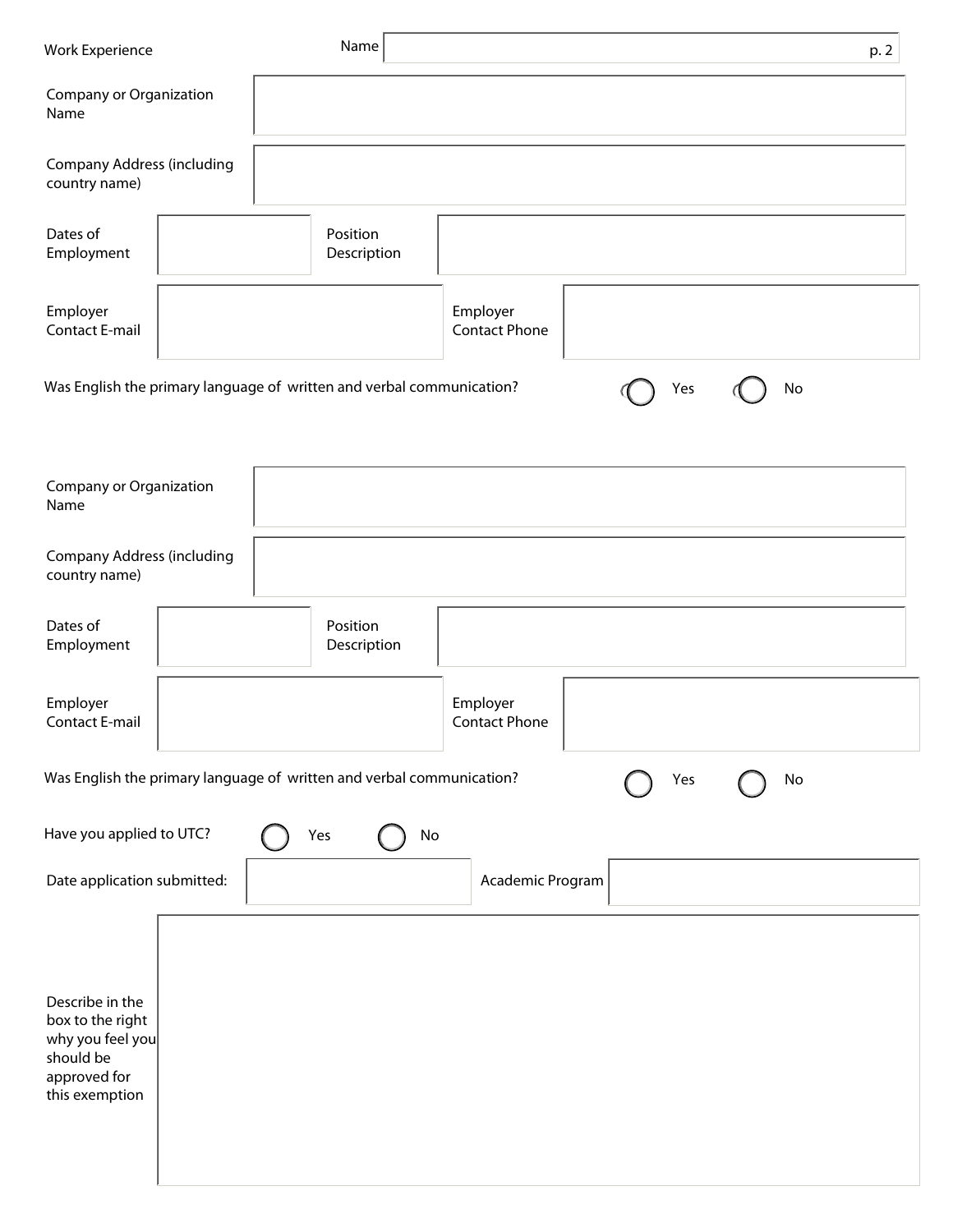## Work Experience

Name: 

| | |
|---|---|
| Company or Organization Name | |
| Company Address (including country name) | |

| | | | |
|---|---|---|---|
| Dates of Employment | | Position Description | |
| Employer Contact E-mail | | Employer Contact Phone | |

Was English the primary language of written and verbal communication? ○ Yes ○ No

| | |
|---|---|
| Company or Organization Name | |
| Company Address (including country name) | |

| | | | |
|---|---|---|---|
| Dates of Employment | | Position Description | |
| Employer Contact E-mail | | Employer Contact Phone | |

Was English the primary language of written and verbal communication? ○ Yes ○ No

Have you applied to UTC? ○ Yes ○ No

| | | | |
|---|---|---|---|
| Date application submitted: | | Academic Program | |

| | |
|---|---|
| Describe in the box to the right why you feel you should be approved for this exemption | |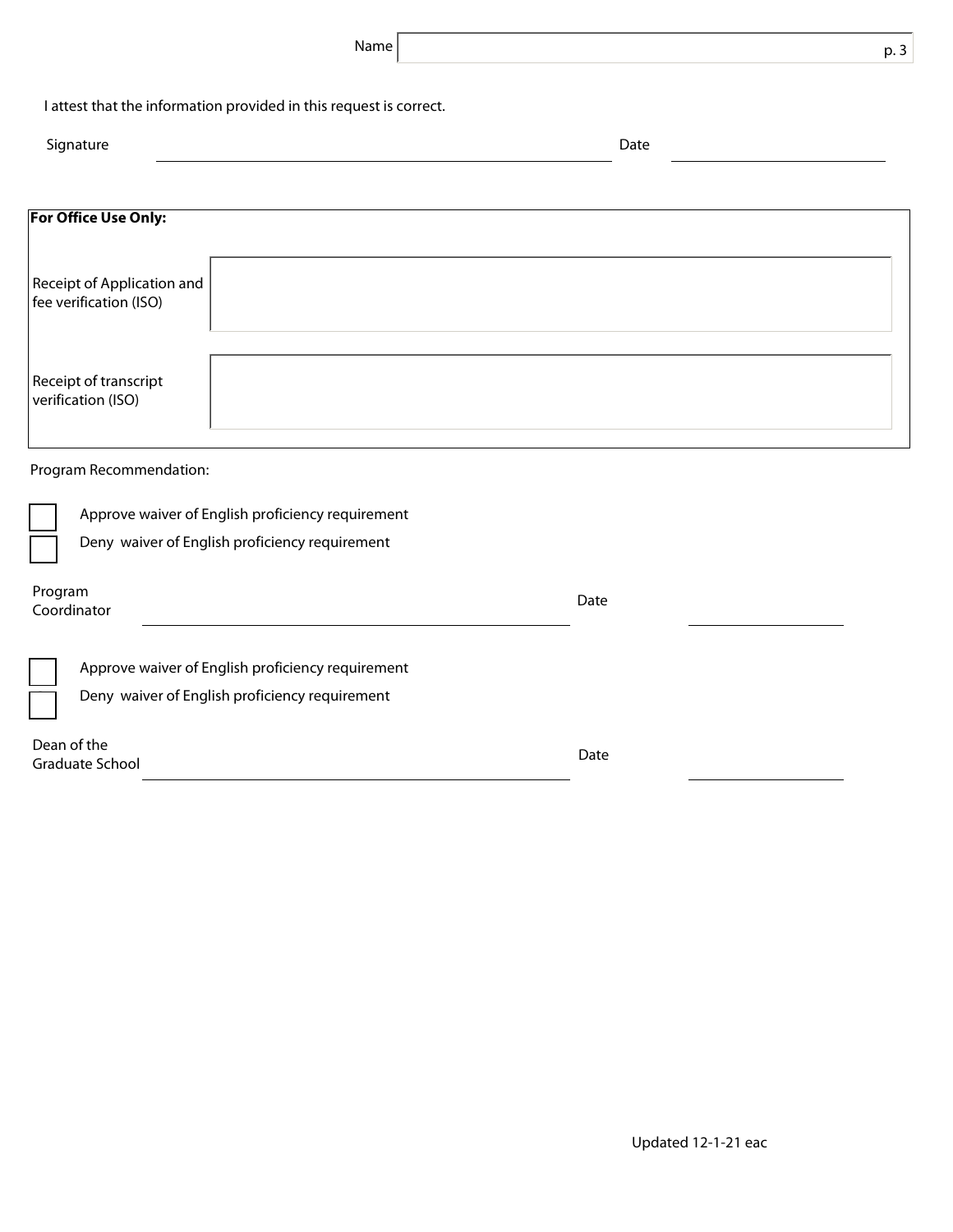Name ______________________________

I attest that the information provided in this request is correct.

Signature ______________________________ Date ______________

**For Office Use Only:**

| | |
|---|---|
| Receipt of Application and fee verification (ISO) | |
| Receipt of transcript verification (ISO) | |

Program Recommendation:

- [ ] Approve waiver of English proficiency requirement
- [ ] Deny waiver of English proficiency requirement

Program Coordinator ______________________________ Date ______________

- [ ] Approve waiver of English proficiency requirement
- [ ] Deny waiver of English proficiency requirement

Dean of the Graduate School ______________________________ Date ______________

Updated 12-1-21 eac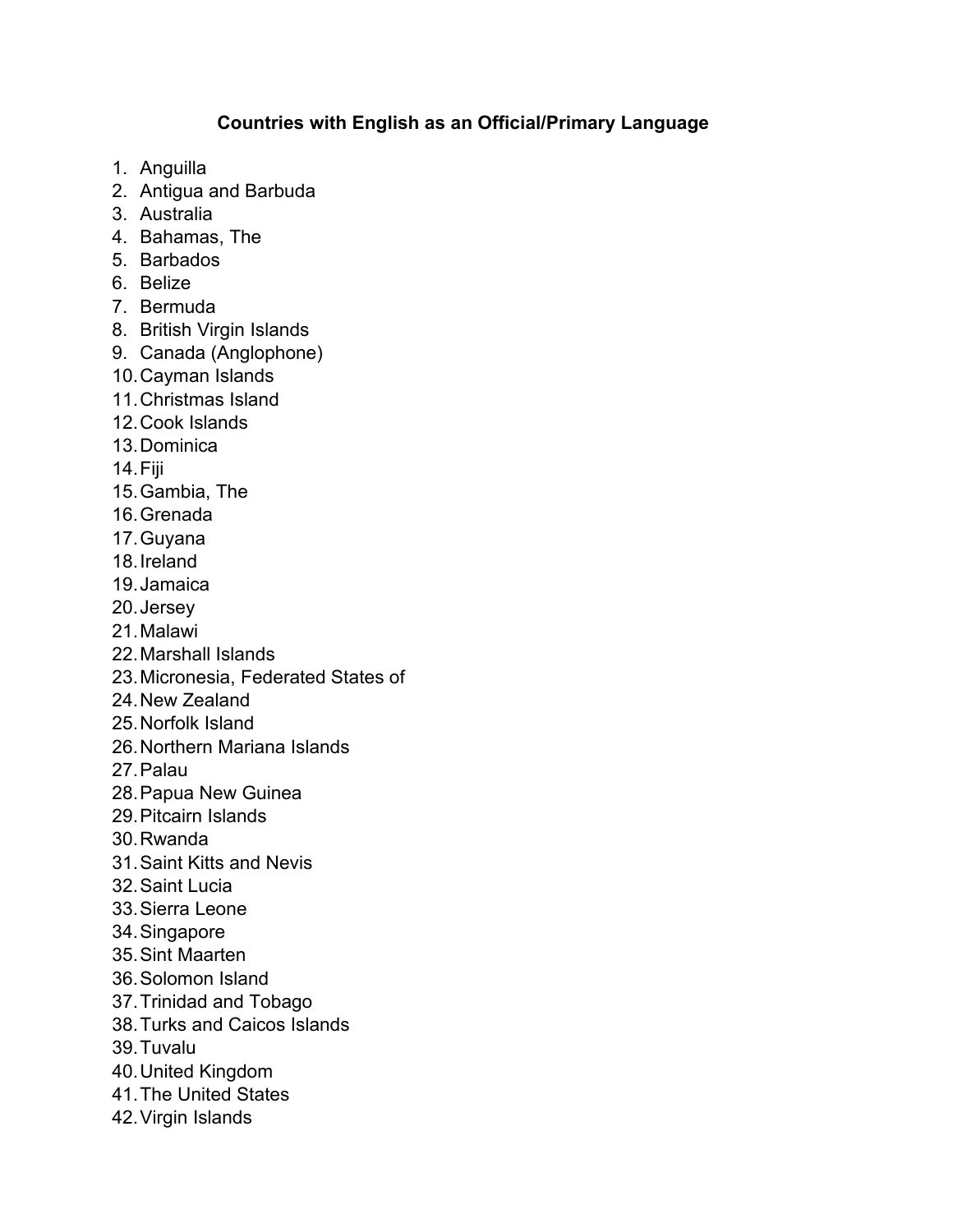**Countries with English as an Official/Primary Language**

1. Anguilla
2. Antigua and Barbuda
3. Australia
4. Bahamas, The
5. Barbados
6. Belize
7. Bermuda
8. British Virgin Islands
9. Canada (Anglophone)
10. Cayman Islands
11. Christmas Island
12. Cook Islands
13. Dominica
14. Fiji
15. Gambia, The
16. Grenada
17. Guyana
18. Ireland
19. Jamaica
20. Jersey
21. Malawi
22. Marshall Islands
23. Micronesia, Federated States of
24. New Zealand
25. Norfolk Island
26. Northern Mariana Islands
27. Palau
28. Papua New Guinea
29. Pitcairn Islands
30. Rwanda
31. Saint Kitts and Nevis
32. Saint Lucia
33. Sierra Leone
34. Singapore
35. Sint Maarten
36. Solomon Island
37. Trinidad and Tobago
38. Turks and Caicos Islands
39. Tuvalu
40. United Kingdom
41. The United States
42. Virgin Islands